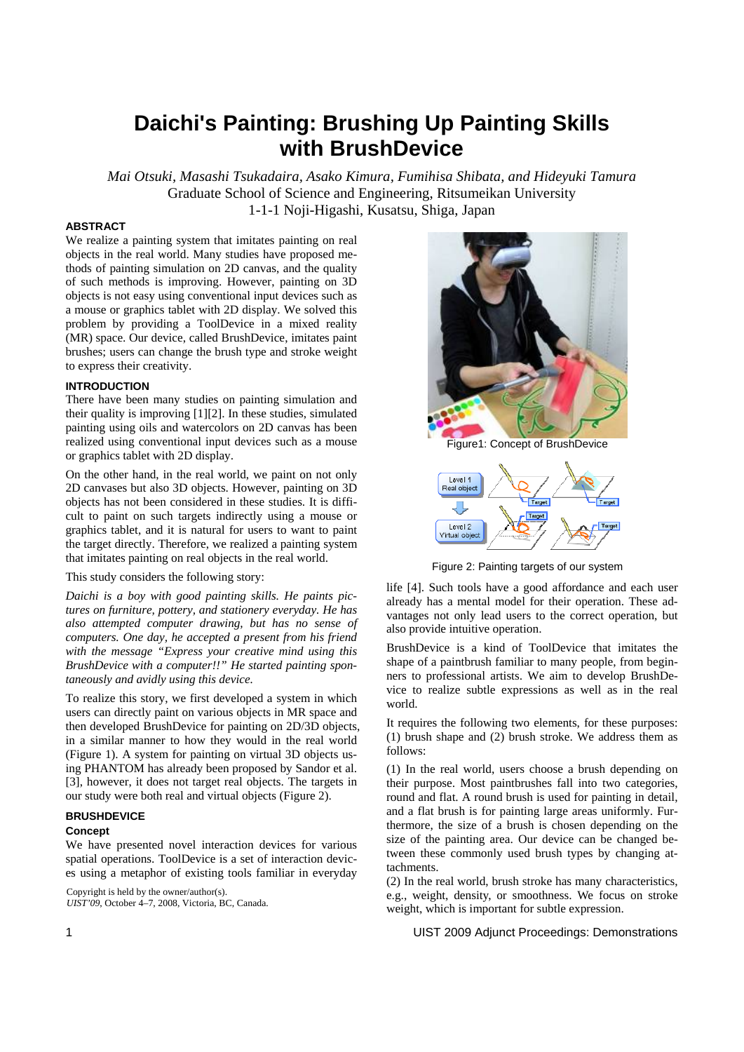# Daichi's Painting: Brushing Up Painting Skills with BrushDevice

*Mai Otsuki, Masashi Tsukadaira, Asako Kimura, Fumihisa Shibata, and Hideyuki Tamura*
Graduate School of Science and Engineering, Ritsumeikan University
1-1-1 Noji-Higashi, Kusatsu, Shiga, Japan

## ABSTRACT

We realize a painting system that imitates painting on real objects in the real world. Many studies have proposed methods of painting simulation on 2D canvas, and the quality of such methods is improving. However, painting on 3D objects is not easy using conventional input devices such as a mouse or graphics tablet with 2D display. We solved this problem by providing a ToolDevice in a mixed reality (MR) space. Our device, called BrushDevice, imitates paint brushes; users can change the brush type and stroke weight to express their creativity.

## INTRODUCTION

There have been many studies on painting simulation and their quality is improving [1][2]. In these studies, simulated painting using oils and watercolors on 2D canvas has been realized using conventional input devices such as a mouse or graphics tablet with 2D display.

On the other hand, in the real world, we paint on not only 2D canvases but also 3D objects. However, painting on 3D objects has not been considered in these studies. It is difficult to paint on such targets indirectly using a mouse or graphics tablet, and it is natural for users to want to paint the target directly. Therefore, we realized a painting system that imitates painting on real objects in the real world.

This study considers the following story:

*Daichi is a boy with good painting skills. He paints pictures on furniture, pottery, and stationery everyday. He has also attempted computer drawing, but has no sense of computers. One day, he accepted a present from his friend with the message "Express your creative mind using this BrushDevice with a computer!!" He started painting spontaneously and avidly using this device.*

To realize this story, we first developed a system in which users can directly paint on various objects in MR space and then developed BrushDevice for painting on 2D/3D objects, in a similar manner to how they would in the real world (Figure 1). A system for painting on virtual 3D objects using PHANTOM has already been proposed by Sandor et al. [3], however, it does not target real objects. The targets in our study were both real and virtual objects (Figure 2).

Figure1: Concept of BrushDevice

Figure 2: Painting targets of our system

## BRUSHDEVICE

### Concept

We presented novel interaction devices for various spatial operations. ToolDevice is a set of interaction devices using a metaphor of existing tools familiar in everyday life [4]. Such tools have a good affordance and each user already has a mental model for their operation. These advantages not only lead users to the correct operation, but also provide intuitive operation.

BrushDevice is a kind of ToolDevice that imitates the shape of a paintbrush familiar to many people, from beginners to professional artists. We aim to develop BrushDevice to realize subtle expressions as well as in the real world.

It requires the following two elements, for these purposes: (1) brush shape and (2) brush stroke. We address them as follows:

(1) In the real world, users choose a brush depending on their purpose. Most paintbrushes fall into two categories, round and flat. A round brush is used for painting in detail, and a flat brush is for painting large areas uniformly. Furthermore, the size of a brush is chosen depending on the size of the painting area. Our device can be changed between these commonly used brush types by changing attachments.

(2) In the real world, brush stroke has many characteristics, e.g., weight, density, or smoothness. We focus on stroke weight, which is important for subtle expression.

Copyright is held by the owner/author(s).
*UIST'09*, October 4–7, 2008, Victoria, BC, Canada.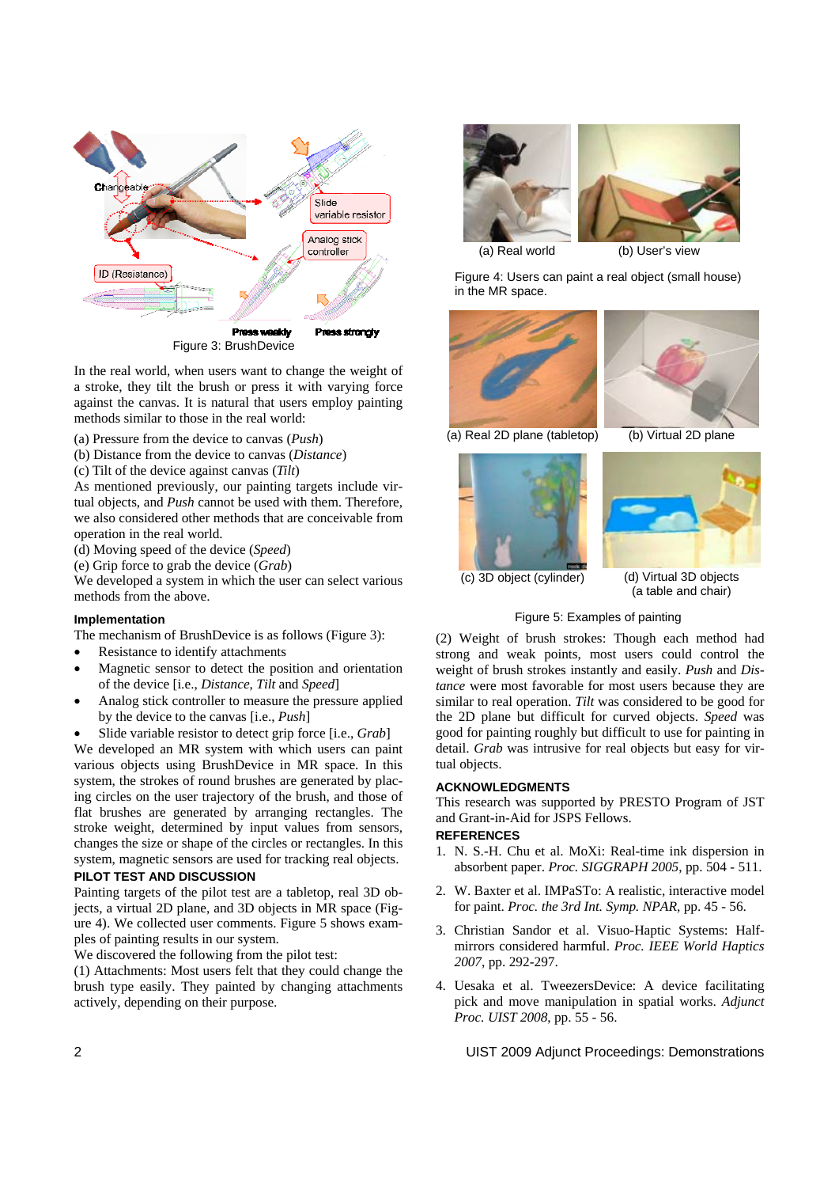Changeable

Slide variable resistor

Analog stick controller

ID (Resistance)

Press weakly

Press strongly

Figure 3: BrushDevice

In the real world, when users want to change the weight of a stroke, they tilt the brush or press it with varying force against the canvas. It is natural that users employ painting methods similar to those in the real world:

(a) Pressure from the device to canvas (*Push*)
(b) Distance from the device to canvas (*Distance*)
(c) Tilt of the device against canvas (*Tilt*)

As mentioned previously, our painting targets include virtual objects, and *Push* cannot be used with them. Therefore, we also considered other methods that are conceivable from operation in the real world.

(d) Moving speed of the device (*Speed*)
(e) Grip force to grab the device (*Grab*)

We developed a system in which the user can select various methods from the above.

### Implementation

The mechanism of BrushDevice is as follows (Figure 3):

- Resistance to identify attachments
- Magnetic sensor to detect the position and orientation of the device [i.e., *Distance*, *Tilt* and *Speed*]
- Analog stick controller to measure the pressure applied by the device to the canvas [i.e., *Push*]
- Slide variable resistor to detect grip force [i.e., *Grab*]

We developed an MR system with which users can paint various objects using BrushDevice in MR space. In this system, the strokes of round brushes are generated by placing circles on the user trajectory of the brush, and those of flat brushes are generated by arranging rectangles. The stroke weight, determined by input values from sensors, changes the size or shape of the circles or rectangles. In this system, magnetic sensors are used for tracking real objects.

## PILOT TEST AND DISCUSSION

Painting targets of the pilot test are a tabletop, real 3D objects, a virtual 2D plane, and 3D objects in MR space (Figure 4). We collected user comments. Figure 5 shows examples of painting results in our system.

We discovered the following from the pilot test:

(1) Attachments: Most users felt that they could change the brush type easily. They painted by changing attachments actively, depending on their purpose.

(a) Real world (b) User's view

Figure 4: Users can paint a real object (small house) in the MR space.

(a) Real 2D plane (tabletop) (b) Virtual 2D plane

(c) 3D object (cylinder) (d) Virtual 3D objects (a table and chair)

Figure 5: Examples of painting

(2) Weight of brush strokes: Though each method had strong and weak points, most users could control the weight of brush strokes instantly and easily. *Push* and *Distance* were most favorable for most users because they are similar to real operation. *Tilt* was considered to be good for the 2D plane but difficult for curved objects. *Speed* was good for painting roughly but difficult to use for painting in detail. *Grab* was intrusive for real objects but easy for virtual objects.

## ACKNOWLEDGMENTS

This research was supported by PRESTO Program of JST and Grant-in-Aid for JSPS Fellows.

## REFERENCES

1. N. S.-H. Chu et al. MoXi: Real-time ink dispersion in absorbent paper. *Proc. SIGGRAPH 2005*, pp. 504 - 511.
2. W. Baxter et al. IMPaSTo: A realistic, interactive model for paint. *Proc. the 3rd Int. Symp. NPAR*, pp. 45 - 56.
3. Christian Sandor et al. Visuo-Haptic Systems: Half-mirrors considered harmful. *Proc. IEEE World Haptics 2007*, pp. 292-297.
4. Uesaka et al. TweezersDevice: A device facilitating pick and move manipulation in spatial works. *Adjunct Proc. UIST 2008*, pp. 55 - 56.